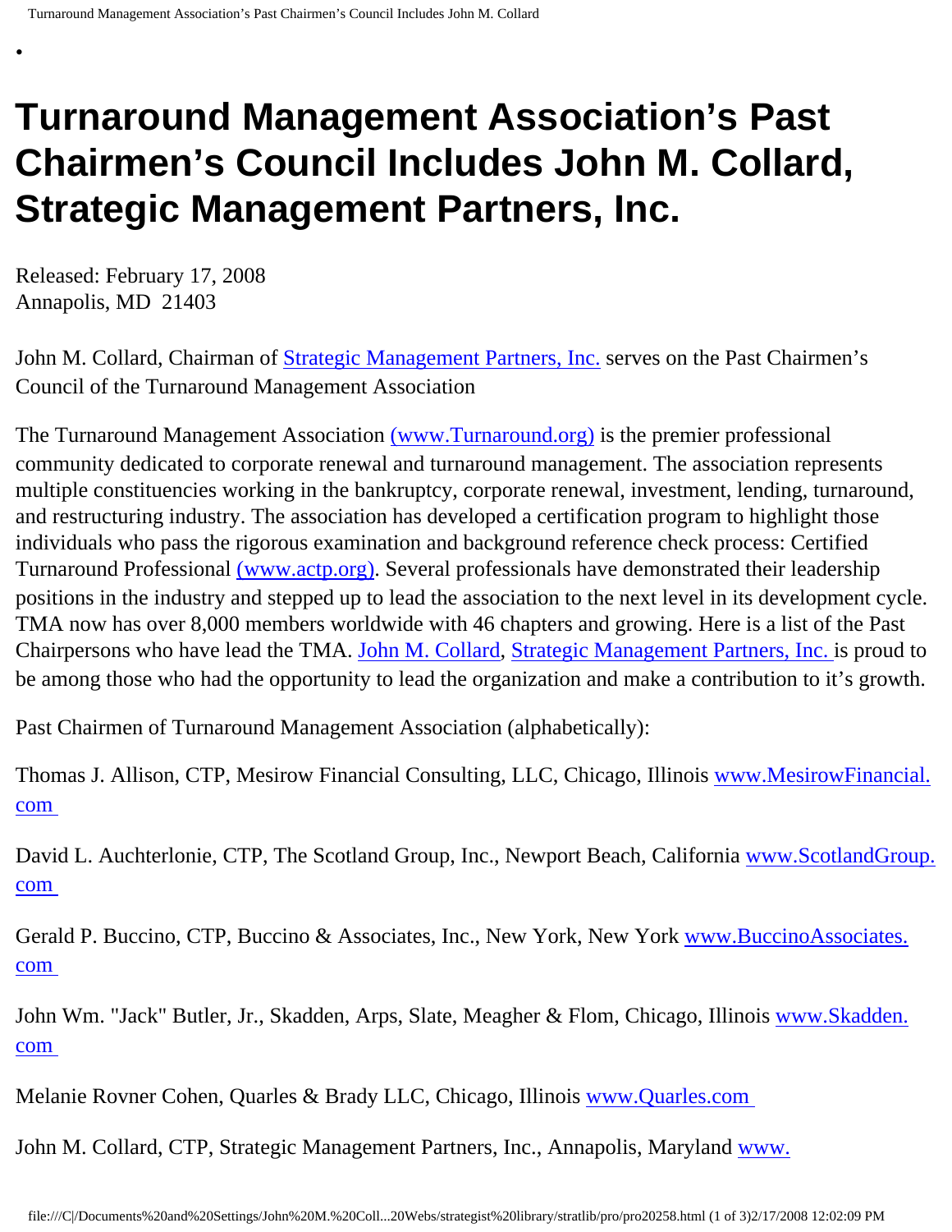# Turnaround Management Association's Past Chairmen's Council Includes John M. Collard, Strategic Management Partners, Inc.

Released: February 17, 2008
Annapolis, MD 21403

John M. Collard, Chairman of Strategic Management Partners, Inc. serves on the Past Chairmen's Council of the Turnaround Management Association

The Turnaround Management Association (www.Turnaround.org) is the premier professional community dedicated to corporate renewal and turnaround management. The association represents multiple constituencies working in the bankruptcy, corporate renewal, investment, lending, turnaround, and restructuring industry. The association has developed a certification program to highlight those individuals who pass the rigorous examination and background reference check process: Certified Turnaround Professional (www.actp.org). Several professionals have demonstrated their leadership positions in the industry and stepped up to lead the association to the next level in its development cycle. TMA now has over 8,000 members worldwide with 46 chapters and growing. Here is a list of the Past Chairpersons who have lead the TMA. John M. Collard, Strategic Management Partners, Inc. is proud to be among those who had the opportunity to lead the organization and make a contribution to it's growth.

Past Chairmen of Turnaround Management Association (alphabetically):

Thomas J. Allison, CTP, Mesirow Financial Consulting, LLC, Chicago, Illinois www.MesirowFinancial.com

David L. Auchterlonie, CTP, The Scotland Group, Inc., Newport Beach, California www.ScotlandGroup.com

Gerald P. Buccino, CTP, Buccino & Associates, Inc., New York, New York www.BuccinoAssociates.com

John Wm. "Jack" Butler, Jr., Skadden, Arps, Slate, Meagher & Flom, Chicago, Illinois www.Skadden.com

Melanie Rovner Cohen, Quarles & Brady LLC, Chicago, Illinois www.Quarles.com

John M. Collard, CTP, Strategic Management Partners, Inc., Annapolis, Maryland www.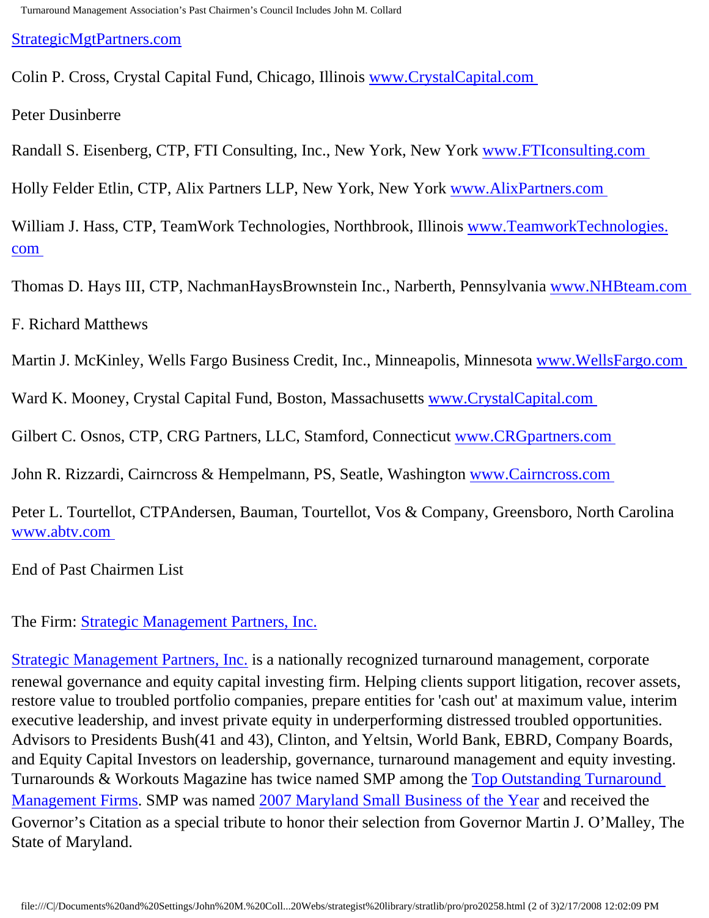[StrategicMgtPartners.com](StrategicMgtPartners.com)

Colin P. Cross, Crystal Capital Fund, Chicago, Illinois [www.CrystalCapital.com](www.CrystalCapital.com)

Peter Dusinberre

Randall S. Eisenberg, CTP, FTI Consulting, Inc., New York, New York [www.FTIconsulting.com](www.FTIconsulting.com)

Holly Felder Etlin, CTP, Alix Partners LLP, New York, New York [www.AlixPartners.com](www.AlixPartners.com)

William J. Hass, CTP, TeamWork Technologies, Northbrook, Illinois [www.TeamworkTechnologies.com](www.TeamworkTechnologies.com)

Thomas D. Hays III, CTP, NachmanHaysBrownstein Inc., Narberth, Pennsylvania [www.NHBteam.com](www.NHBteam.com)

F. Richard Matthews

Martin J. McKinley, Wells Fargo Business Credit, Inc., Minneapolis, Minnesota [www.WellsFargo.com](www.WellsFargo.com)

Ward K. Mooney, Crystal Capital Fund, Boston, Massachusetts [www.CrystalCapital.com](www.CrystalCapital.com)

Gilbert C. Osnos, CTP, CRG Partners, LLC, Stamford, Connecticut [www.CRGpartners.com](www.CRGpartners.com)

John R. Rizzardi, Cairncross & Hempelmann, PS, Seatle, Washington [www.Cairncross.com](www.Cairncross.com)

Peter L. Tourtellot, CTPAndersen, Bauman, Tourtellot, Vos & Company, Greensboro, North Carolina [www.abtv.com](www.abtv.com)

End of Past Chairmen List

The Firm: [Strategic Management Partners, Inc.]()

[Strategic Management Partners, Inc.]() is a nationally recognized turnaround management, corporate renewal governance and equity capital investing firm. Helping clients support litigation, recover assets, restore value to troubled portfolio companies, prepare entities for 'cash out' at maximum value, interim executive leadership, and invest private equity in underperforming distressed troubled opportunities. Advisors to Presidents Bush(41 and 43), Clinton, and Yeltsin, World Bank, EBRD, Company Boards, and Equity Capital Investors on leadership, governance, turnaround management and equity investing. Turnarounds & Workouts Magazine has twice named SMP among the [Top Outstanding Turnaround Management Firms](). SMP was named [2007 Maryland Small Business of the Year]() and received the Governor's Citation as a special tribute to honor their selection from Governor Martin J. O'Malley, The State of Maryland.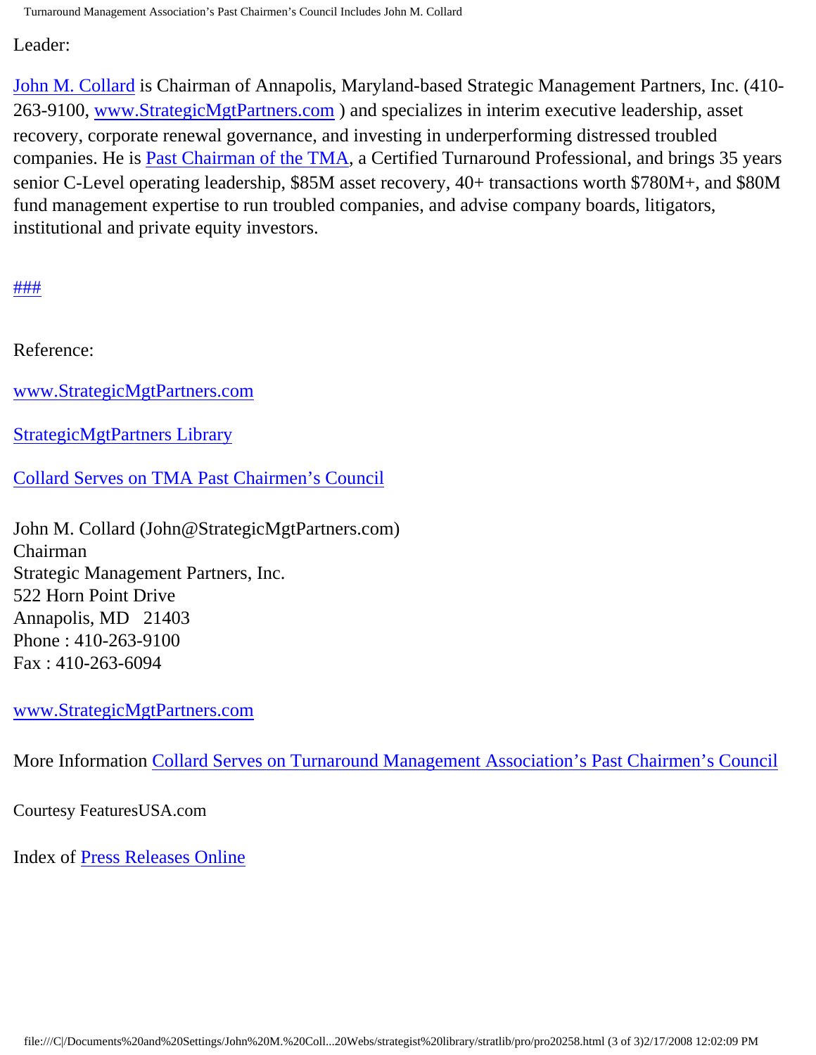Leader:

John M. Collard is Chairman of Annapolis, Maryland-based Strategic Management Partners, Inc. (410-263-9100, www.StrategicMgtPartners.com ) and specializes in interim executive leadership, asset recovery, corporate renewal governance, and investing in underperforming distressed troubled companies. He is Past Chairman of the TMA, a Certified Turnaround Professional, and brings 35 years senior C-Level operating leadership, $85M asset recovery, 40+ transactions worth $780M+, and $80M fund management expertise to run troubled companies, and advise company boards, litigators, institutional and private equity investors.

###

Reference:

www.StrategicMgtPartners.com

StrategicMgtPartners Library

Collard Serves on TMA Past Chairmen's Council

John M. Collard (John@StrategicMgtPartners.com)
Chairman
Strategic Management Partners, Inc.
522 Horn Point Drive
Annapolis, MD 21403
Phone : 410-263-9100
Fax : 410-263-6094

www.StrategicMgtPartners.com

More Information Collard Serves on Turnaround Management Association's Past Chairmen's Council

Courtesy FeaturesUSA.com

Index of Press Releases Online